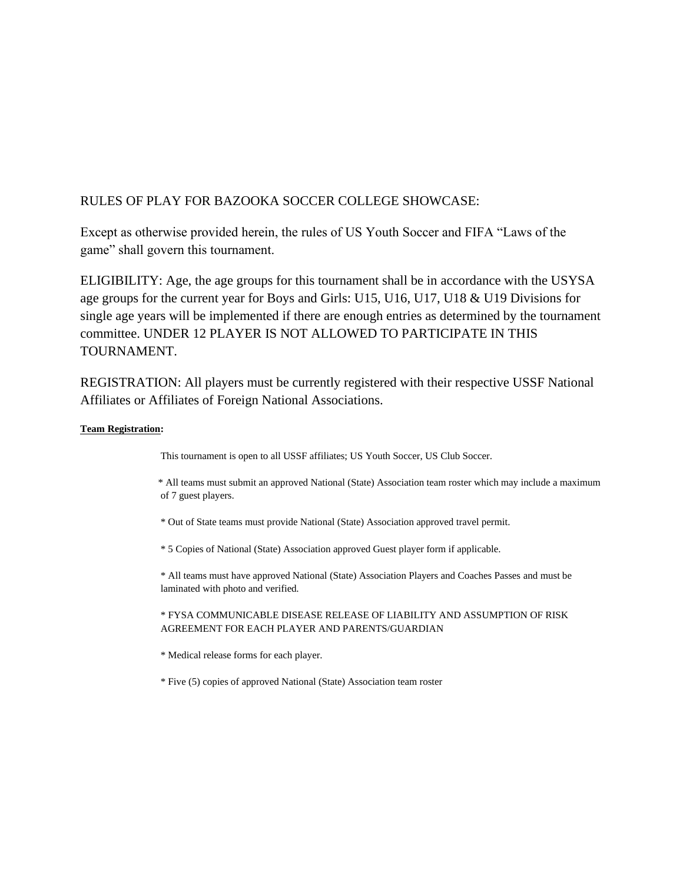RULES OF PLAY FOR BAZOOKA SOCCER COLLEGE SHOWCASE:

Except as otherwise provided herein, the rules of US Youth Soccer and FIFA "Laws of the game" shall govern this tournament.

ELIGIBILITY: Age, the age groups for this tournament shall be in accordance with the USYSA age groups for the current year for Boys and Girls: U15, U16, U17, U18 & U19 Divisions for single age years will be implemented if there are enough entries as determined by the tournament committee. UNDER 12 PLAYER IS NOT ALLOWED TO PARTICIPATE IN THIS TOURNAMENT.

REGISTRATION: All players must be currently registered with their respective USSF National Affiliates or Affiliates of Foreign National Associations.

**Team Registration:**

This tournament is open to all USSF affiliates; US Youth Soccer, US Club Soccer.

* All teams must submit an approved National (State) Association team roster which may include a maximum of 7 guest players.

* Out of State teams must provide National (State) Association approved travel permit.

* 5 Copies of National (State) Association approved Guest player form if applicable.

* All teams must have approved National (State) Association Players and Coaches Passes and must be laminated with photo and verified.

* FYSA COMMUNICABLE DISEASE RELEASE OF LIABILITY AND ASSUMPTION OF RISK AGREEMENT FOR EACH PLAYER AND PARENTS/GUARDIAN

* Medical release forms for each player.

* Five (5) copies of approved National (State) Association team roster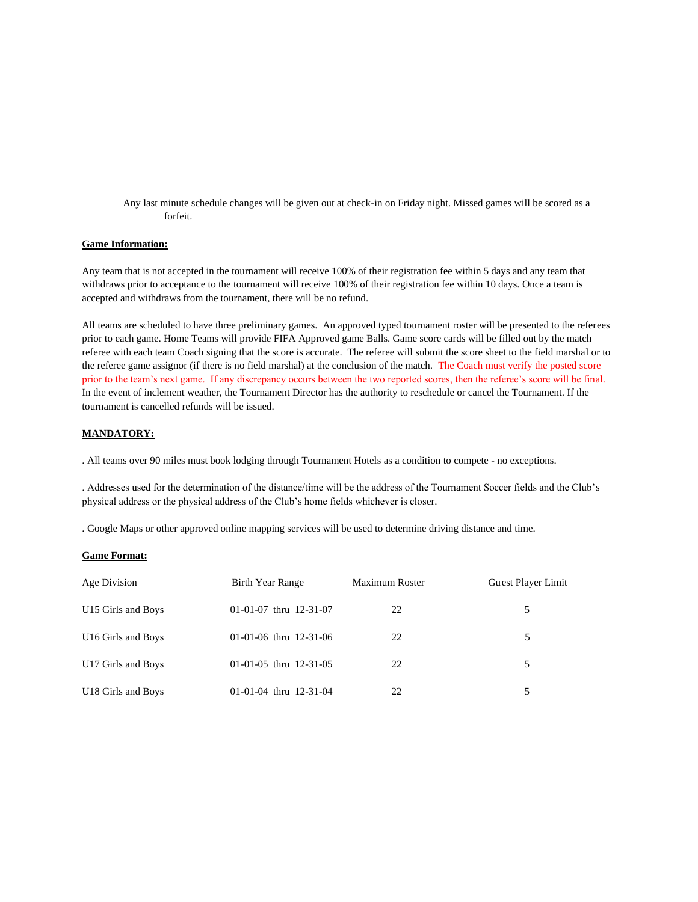Any last minute schedule changes will be given out at check-in on Friday night. Missed games will be scored as a forfeit.

**Game Information:**

Any team that is not accepted in the tournament will receive 100% of their registration fee within 5 days and any team that withdraws prior to acceptance to the tournament will receive 100% of their registration fee within 10 days. Once a team is accepted and withdraws from the tournament, there will be no refund.

All teams are scheduled to have three preliminary games. An approved typed tournament roster will be presented to the referees prior to each game. Home Teams will provide FIFA Approved game Balls. Game score cards will be filled out by the match referee with each team Coach signing that the score is accurate. The referee will submit the score sheet to the field marshal or to the referee game assignor (if there is no field marshal) at the conclusion of the match. The Coach must verify the posted score prior to the team's next game. If any discrepancy occurs between the two reported scores, then the referee's score will be final. In the event of inclement weather, the Tournament Director has the authority to reschedule or cancel the Tournament. If the tournament is cancelled refunds will be issued.

**MANDATORY:**

. All teams over 90 miles must book lodging through Tournament Hotels as a condition to compete - no exceptions.

. Addresses used for the determination of the distance/time will be the address of the Tournament Soccer fields and the Club's physical address or the physical address of the Club's home fields whichever is closer.

. Google Maps or other approved online mapping services will be used to determine driving distance and time.

**Game Format:**

| Age Division | Birth Year Range | Maximum Roster | Guest Player Limit |
|---|---|---|---|
| U15 Girls and Boys | 01-01-07 thru 12-31-07 | 22 | 5 |
| U16 Girls and Boys | 01-01-06 thru 12-31-06 | 22 | 5 |
| U17 Girls and Boys | 01-01-05 thru 12-31-05 | 22 | 5 |
| U18 Girls and Boys | 01-01-04 thru 12-31-04 | 22 | 5 |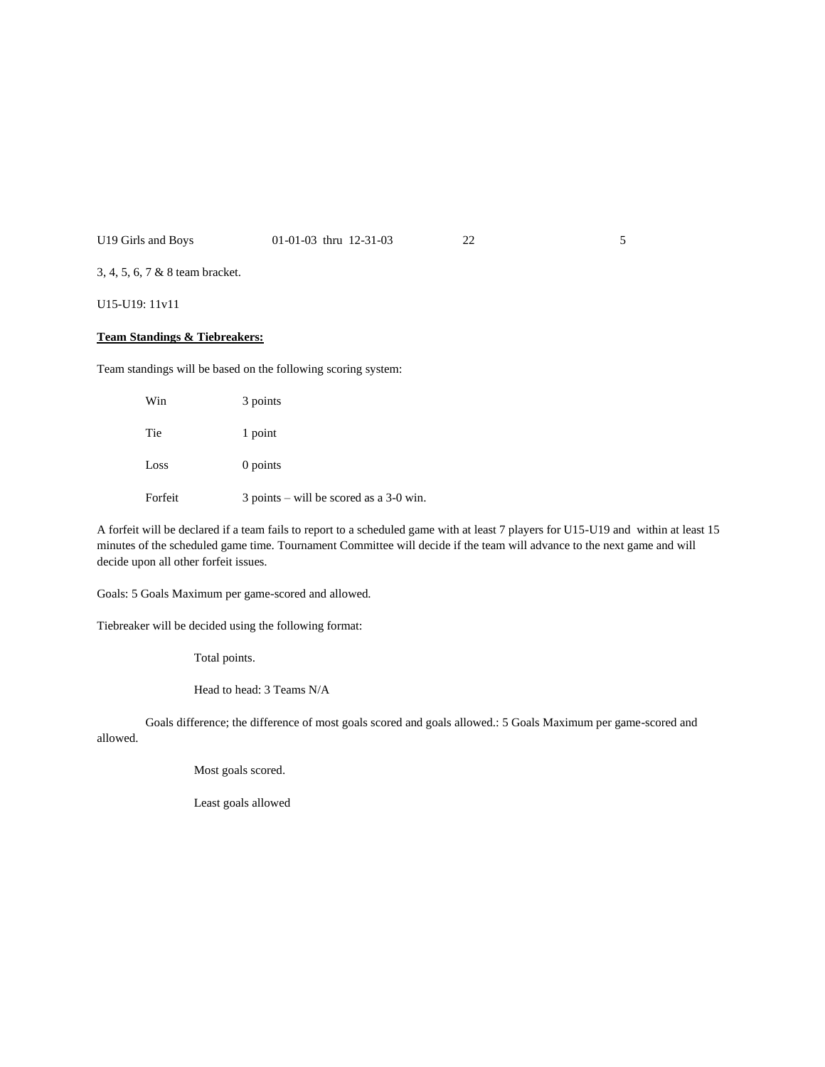| U19 Girls and Boys | 01-01-03 thru 12-31-03 | 22 | 5 |
|---|---|---|---|

3, 4, 5, 6, 7 & 8 team bracket.

U15-U19: 11v11

**Team Standings & Tiebreakers:**

Team standings will be based on the following scoring system:

| | |
|---|---|
| Win | 3 points |
| Tie | 1 point |
| Loss | 0 points |
| Forfeit | 3 points – will be scored as a 3-0 win. |

A forfeit will be declared if a team fails to report to a scheduled game with at least 7 players for U15-U19 and within at least 15 minutes of the scheduled game time. Tournament Committee will decide if the team will advance to the next game and will decide upon all other forfeit issues.

Goals: 5 Goals Maximum per game-scored and allowed.

Tiebreaker will be decided using the following format:

Total points.

Head to head: 3 Teams N/A

Goals difference; the difference of most goals scored and goals allowed.: 5 Goals Maximum per game-scored and allowed.

Most goals scored.

Least goals allowed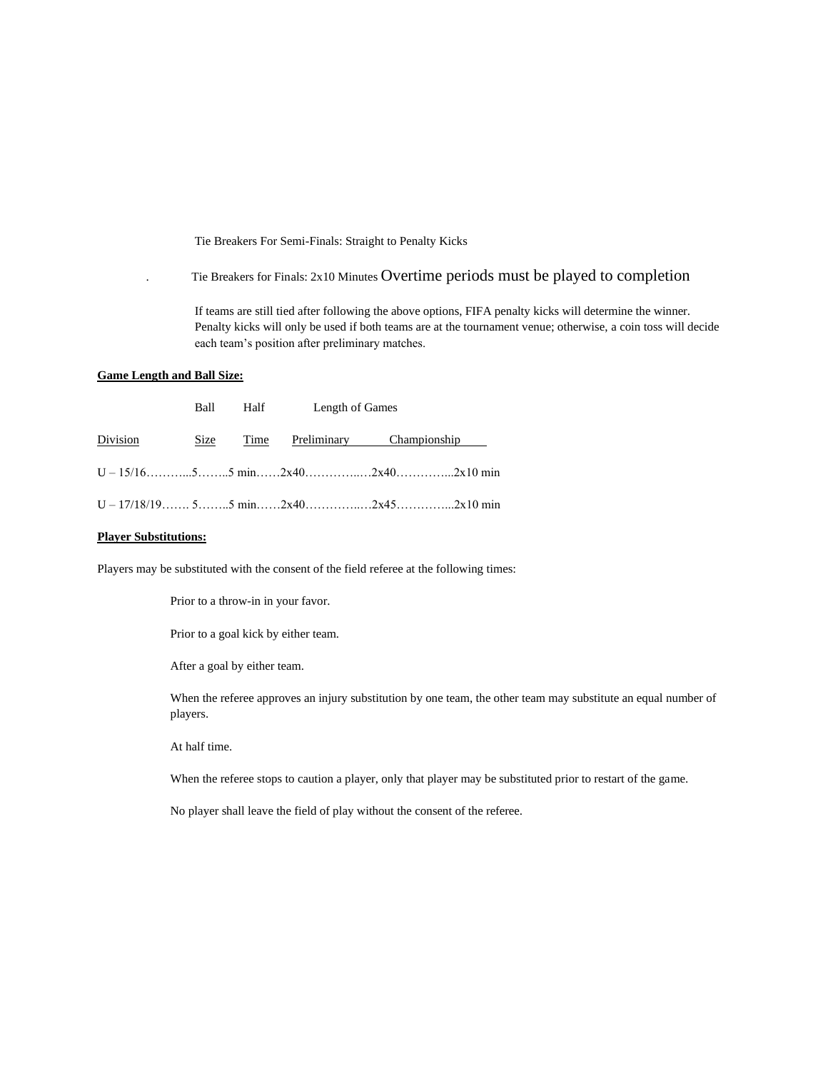Tie Breakers For Semi-Finals: Straight to Penalty Kicks

. Tie Breakers for Finals: 2x10 Minutes Overtime periods must be played to completion

If teams are still tied after following the above options, FIFA penalty kicks will determine the winner. Penalty kicks will only be used if both teams are at the tournament venue; otherwise, a coin toss will decide each team's position after preliminary matches.

**Game Length and Ball Size:**

| Division | Ball Size | Half Time | Length of Games: Preliminary | Length of Games: Championship | |
|---|---|---|---|---|---|
| U – 15/16 | 5 | 5 min | 2x40 | 2x40 | 2x10 min |
| U – 17/18/19 | 5 | 5 min | 2x40 | 2x45 | 2x10 min |

**Player Substitutions:**

Players may be substituted with the consent of the field referee at the following times:

Prior to a throw-in in your favor.

Prior to a goal kick by either team.

After a goal by either team.

When the referee approves an injury substitution by one team, the other team may substitute an equal number of players.

At half time.

When the referee stops to caution a player, only that player may be substituted prior to restart of the game.

No player shall leave the field of play without the consent of the referee.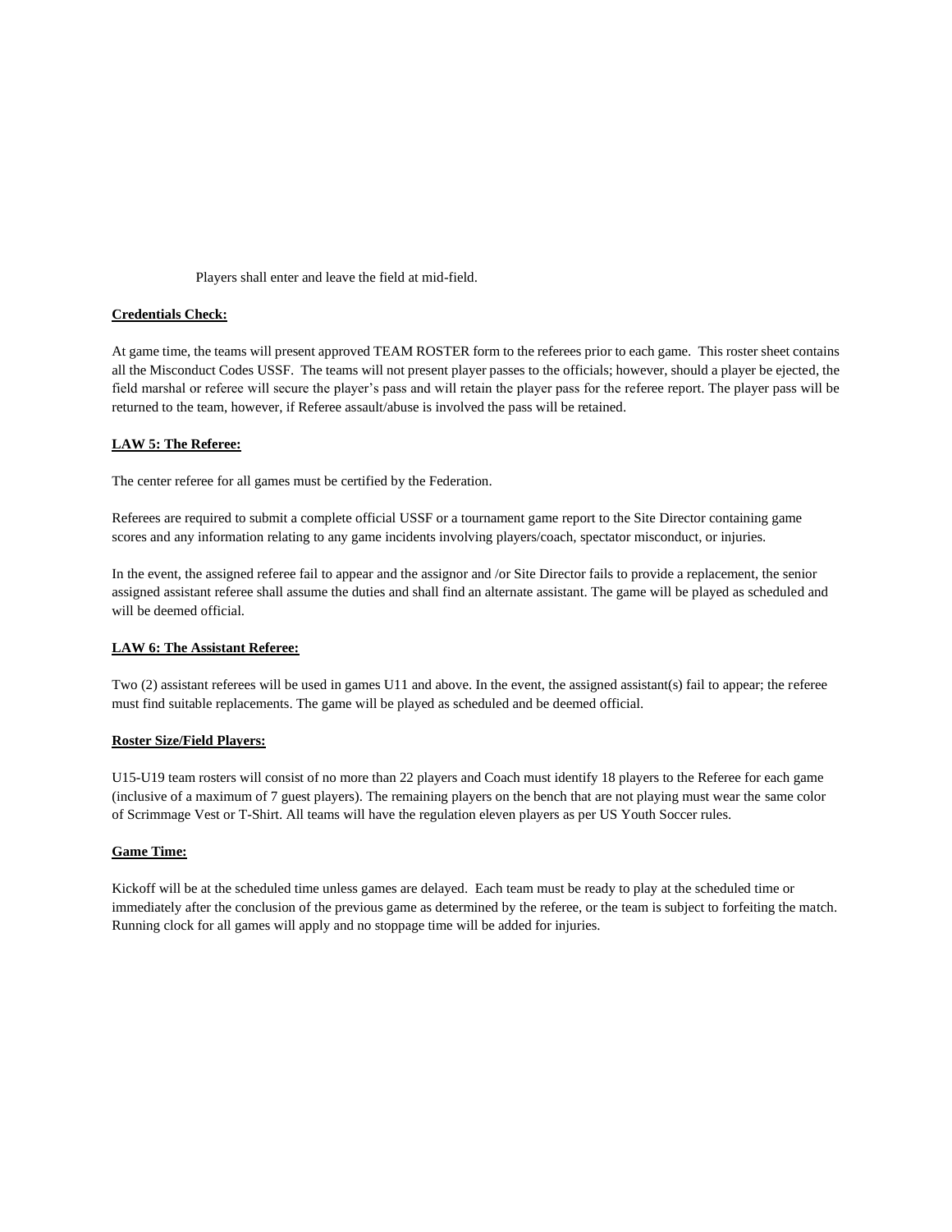Players shall enter and leave the field at mid-field.

**Credentials Check:**

At game time, the teams will present approved TEAM ROSTER form to the referees prior to each game. This roster sheet contains all the Misconduct Codes USSF. The teams will not present player passes to the officials; however, should a player be ejected, the field marshal or referee will secure the player's pass and will retain the player pass for the referee report. The player pass will be returned to the team, however, if Referee assault/abuse is involved the pass will be retained.

**LAW 5: The Referee:**

The center referee for all games must be certified by the Federation.

Referees are required to submit a complete official USSF or a tournament game report to the Site Director containing game scores and any information relating to any game incidents involving players/coach, spectator misconduct, or injuries.

In the event, the assigned referee fail to appear and the assignor and /or Site Director fails to provide a replacement, the senior assigned assistant referee shall assume the duties and shall find an alternate assistant. The game will be played as scheduled and will be deemed official.

**LAW 6: The Assistant Referee:**

Two (2) assistant referees will be used in games U11 and above. In the event, the assigned assistant(s) fail to appear; the referee must find suitable replacements. The game will be played as scheduled and be deemed official.

**Roster Size/Field Players:**

U15-U19 team rosters will consist of no more than 22 players and Coach must identify 18 players to the Referee for each game (inclusive of a maximum of 7 guest players). The remaining players on the bench that are not playing must wear the same color of Scrimmage Vest or T-Shirt. All teams will have the regulation eleven players as per US Youth Soccer rules.

**Game Time:**

Kickoff will be at the scheduled time unless games are delayed. Each team must be ready to play at the scheduled time or immediately after the conclusion of the previous game as determined by the referee, or the team is subject to forfeiting the match. Running clock for all games will apply and no stoppage time will be added for injuries.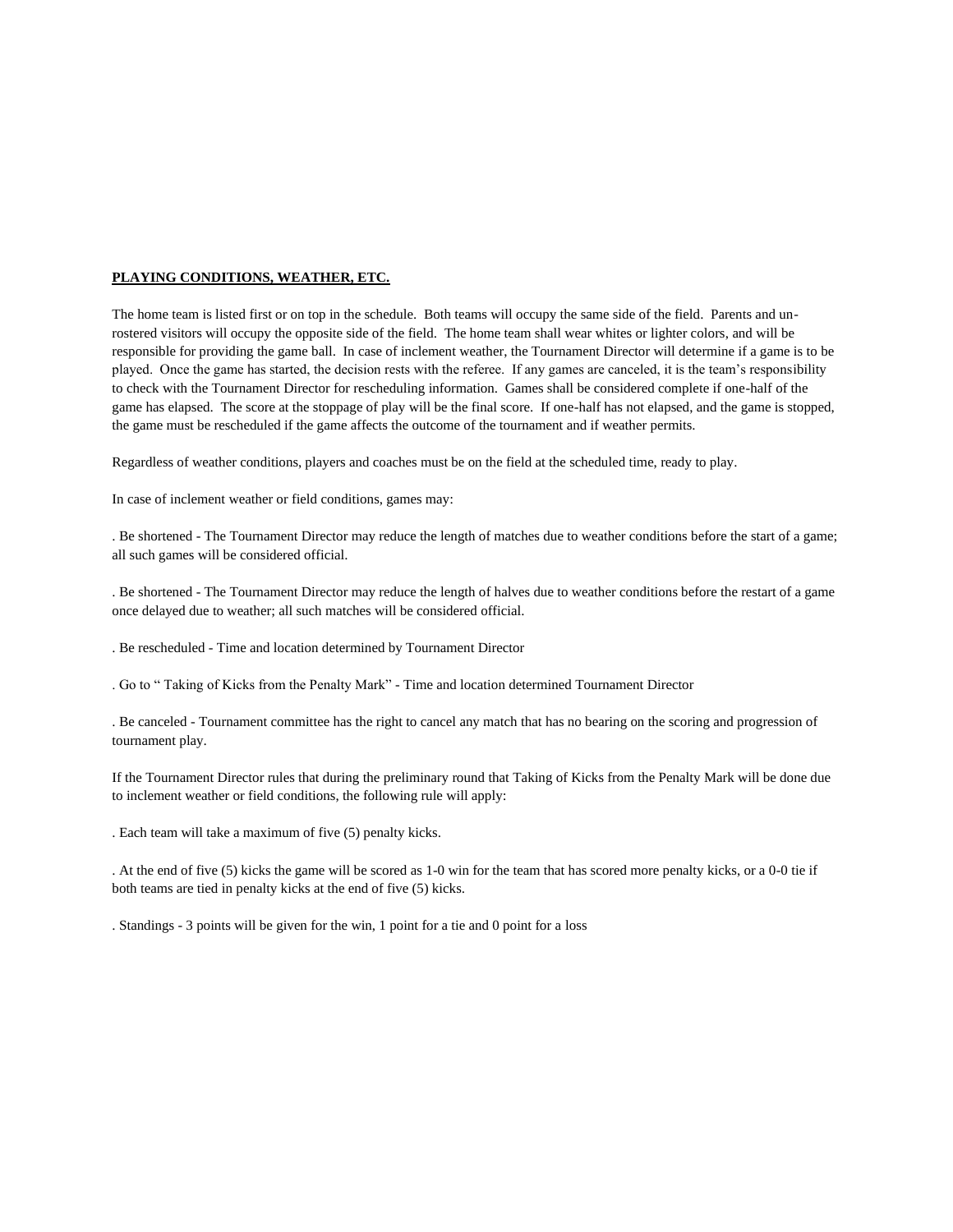**PLAYING CONDITIONS, WEATHER, ETC.**

The home team is listed first or on top in the schedule. Both teams will occupy the same side of the field. Parents and un-rostered visitors will occupy the opposite side of the field. The home team shall wear whites or lighter colors, and will be responsible for providing the game ball. In case of inclement weather, the Tournament Director will determine if a game is to be played. Once the game has started, the decision rests with the referee. If any games are canceled, it is the team's responsibility to check with the Tournament Director for rescheduling information. Games shall be considered complete if one-half of the game has elapsed. The score at the stoppage of play will be the final score. If one-half has not elapsed, and the game is stopped, the game must be rescheduled if the game affects the outcome of the tournament and if weather permits.

Regardless of weather conditions, players and coaches must be on the field at the scheduled time, ready to play.

In case of inclement weather or field conditions, games may:

. Be shortened - The Tournament Director may reduce the length of matches due to weather conditions before the start of a game; all such games will be considered official.

. Be shortened - The Tournament Director may reduce the length of halves due to weather conditions before the restart of a game once delayed due to weather; all such matches will be considered official.

. Be rescheduled - Time and location determined by Tournament Director

. Go to " Taking of Kicks from the Penalty Mark" - Time and location determined Tournament Director

. Be canceled - Tournament committee has the right to cancel any match that has no bearing on the scoring and progression of tournament play.

If the Tournament Director rules that during the preliminary round that Taking of Kicks from the Penalty Mark will be done due to inclement weather or field conditions, the following rule will apply:

. Each team will take a maximum of five (5) penalty kicks.

. At the end of five (5) kicks the game will be scored as 1-0 win for the team that has scored more penalty kicks, or a 0-0 tie if both teams are tied in penalty kicks at the end of five (5) kicks.

. Standings - 3 points will be given for the win, 1 point for a tie and 0 point for a loss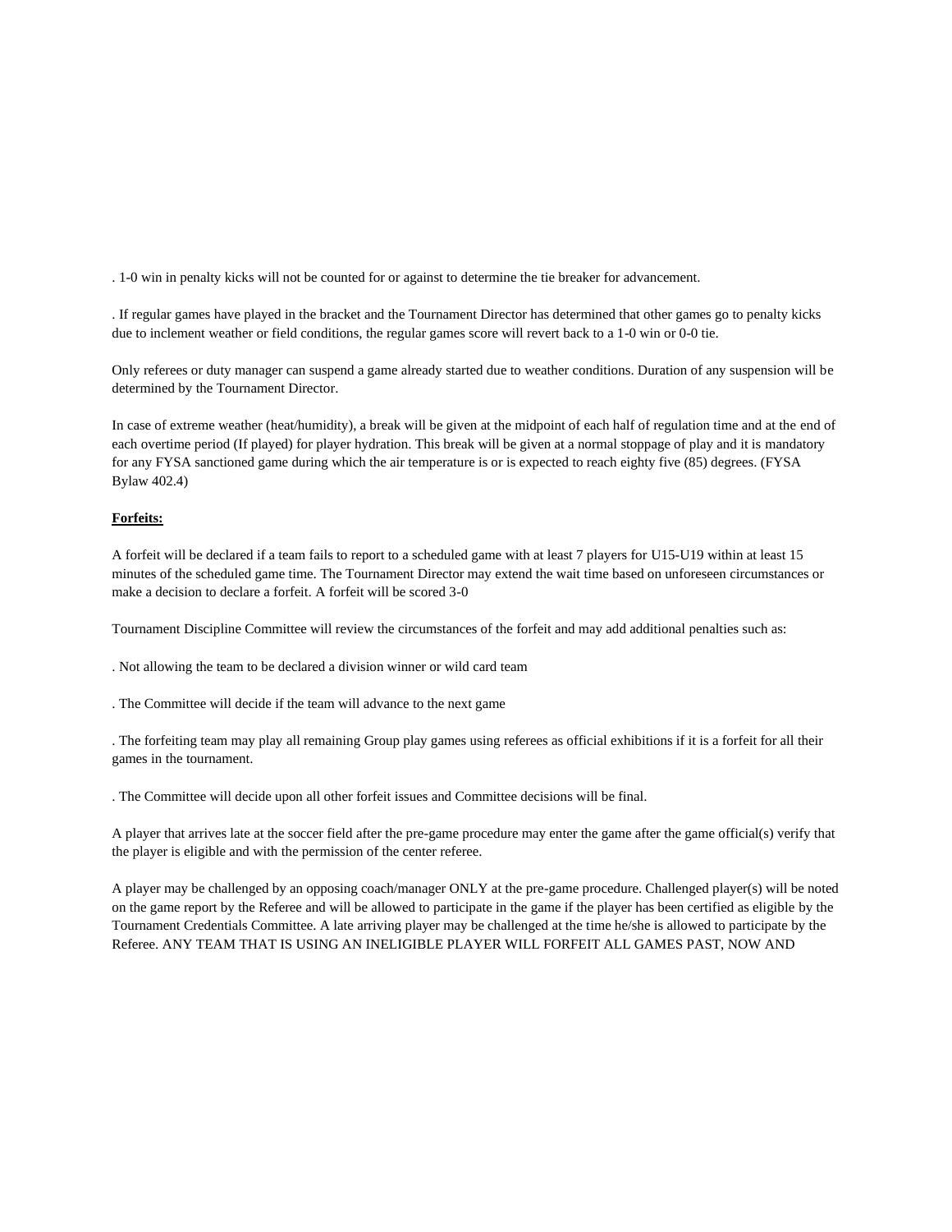. 1-0 win in penalty kicks will not be counted for or against to determine the tie breaker for advancement.

. If regular games have played in the bracket and the Tournament Director has determined that other games go to penalty kicks due to inclement weather or field conditions, the regular games score will revert back to a 1-0 win or 0-0 tie.

Only referees or duty manager can suspend a game already started due to weather conditions. Duration of any suspension will be determined by the Tournament Director.

In case of extreme weather (heat/humidity), a break will be given at the midpoint of each half of regulation time and at the end of each overtime period (If played) for player hydration. This break will be given at a normal stoppage of play and it is mandatory for any FYSA sanctioned game during which the air temperature is or is expected to reach eighty five (85) degrees. (FYSA Bylaw 402.4)

**Forfeits:**

A forfeit will be declared if a team fails to report to a scheduled game with at least 7 players for U15-U19 within at least 15 minutes of the scheduled game time. The Tournament Director may extend the wait time based on unforeseen circumstances or make a decision to declare a forfeit. A forfeit will be scored 3-0

Tournament Discipline Committee will review the circumstances of the forfeit and may add additional penalties such as:

. Not allowing the team to be declared a division winner or wild card team

. The Committee will decide if the team will advance to the next game

. The forfeiting team may play all remaining Group play games using referees as official exhibitions if it is a forfeit for all their games in the tournament.

. The Committee will decide upon all other forfeit issues and Committee decisions will be final.

A player that arrives late at the soccer field after the pre-game procedure may enter the game after the game official(s) verify that the player is eligible and with the permission of the center referee.

A player may be challenged by an opposing coach/manager ONLY at the pre-game procedure. Challenged player(s) will be noted on the game report by the Referee and will be allowed to participate in the game if the player has been certified as eligible by the Tournament Credentials Committee. A late arriving player may be challenged at the time he/she is allowed to participate by the Referee. ANY TEAM THAT IS USING AN INELIGIBLE PLAYER WILL FORFEIT ALL GAMES PAST, NOW AND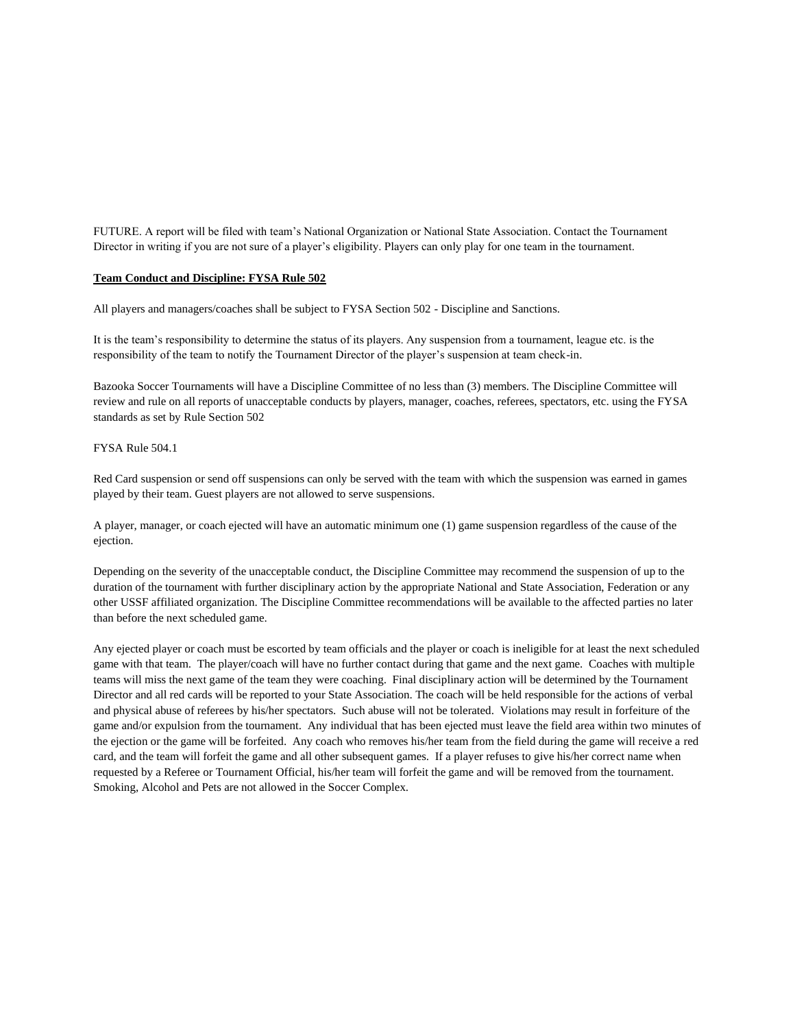FUTURE. A report will be filed with team's National Organization or National State Association. Contact the Tournament Director in writing if you are not sure of a player's eligibility. Players can only play for one team in the tournament.

**Team Conduct and Discipline: FYSA Rule 502**

All players and managers/coaches shall be subject to FYSA Section 502 - Discipline and Sanctions.

It is the team's responsibility to determine the status of its players. Any suspension from a tournament, league etc. is the responsibility of the team to notify the Tournament Director of the player's suspension at team check-in.

Bazooka Soccer Tournaments will have a Discipline Committee of no less than (3) members. The Discipline Committee will review and rule on all reports of unacceptable conducts by players, manager, coaches, referees, spectators, etc. using the FYSA standards as set by Rule Section 502

FYSA Rule 504.1

Red Card suspension or send off suspensions can only be served with the team with which the suspension was earned in games played by their team. Guest players are not allowed to serve suspensions.

A player, manager, or coach ejected will have an automatic minimum one (1) game suspension regardless of the cause of the ejection.

Depending on the severity of the unacceptable conduct, the Discipline Committee may recommend the suspension of up to the duration of the tournament with further disciplinary action by the appropriate National and State Association, Federation or any other USSF affiliated organization. The Discipline Committee recommendations will be available to the affected parties no later than before the next scheduled game.

Any ejected player or coach must be escorted by team officials and the player or coach is ineligible for at least the next scheduled game with that team. The player/coach will have no further contact during that game and the next game. Coaches with multiple teams will miss the next game of the team they were coaching. Final disciplinary action will be determined by the Tournament Director and all red cards will be reported to your State Association. The coach will be held responsible for the actions of verbal and physical abuse of referees by his/her spectators. Such abuse will not be tolerated. Violations may result in forfeiture of the game and/or expulsion from the tournament. Any individual that has been ejected must leave the field area within two minutes of the ejection or the game will be forfeited. Any coach who removes his/her team from the field during the game will receive a red card, and the team will forfeit the game and all other subsequent games. If a player refuses to give his/her correct name when requested by a Referee or Tournament Official, his/her team will forfeit the game and will be removed from the tournament. Smoking, Alcohol and Pets are not allowed in the Soccer Complex.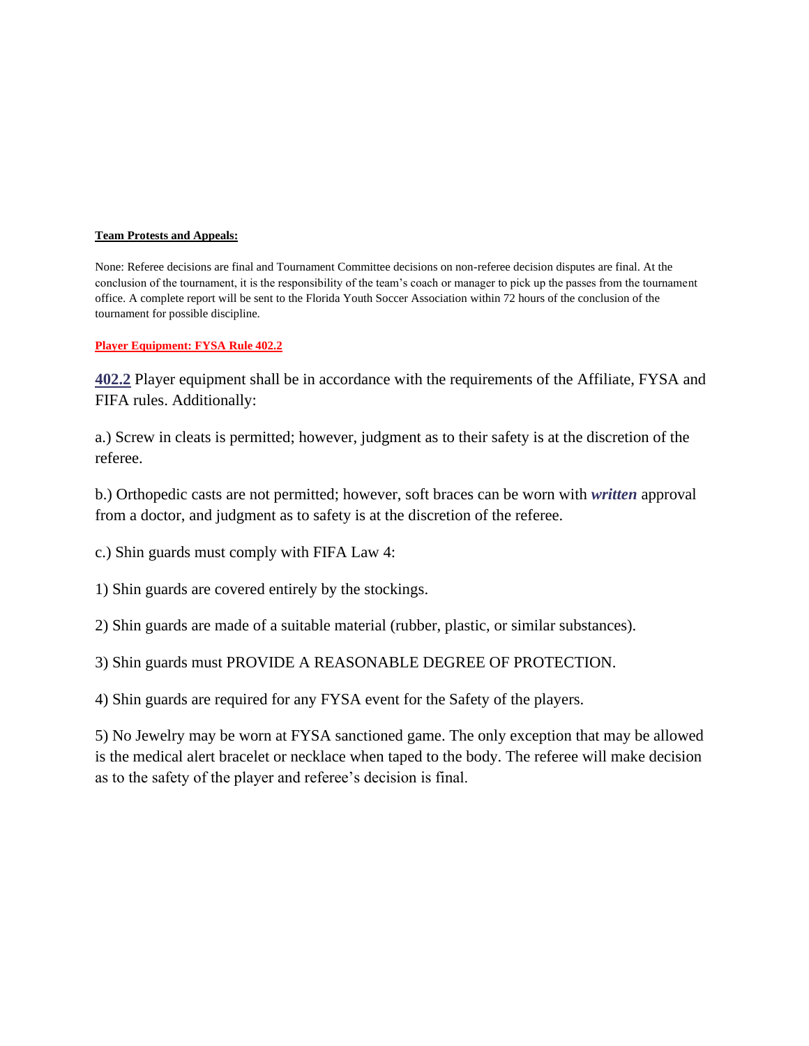**Team Protests and Appeals:**

None: Referee decisions are final and Tournament Committee decisions on non-referee decision disputes are final. At the conclusion of the tournament, it is the responsibility of the team's coach or manager to pick up the passes from the tournament office. A complete report will be sent to the Florida Youth Soccer Association within 72 hours of the conclusion of the tournament for possible discipline.

**Player Equipment: FYSA Rule 402.2**

**402.2** Player equipment shall be in accordance with the requirements of the Affiliate, FYSA and FIFA rules. Additionally:

a.) Screw in cleats is permitted; however, judgment as to their safety is at the discretion of the referee.

b.) Orthopedic casts are not permitted; however, soft braces can be worn with ***written*** approval from a doctor, and judgment as to safety is at the discretion of the referee.

c.) Shin guards must comply with FIFA Law 4:

1) Shin guards are covered entirely by the stockings.

2) Shin guards are made of a suitable material (rubber, plastic, or similar substances).

3) Shin guards must PROVIDE A REASONABLE DEGREE OF PROTECTION.

4) Shin guards are required for any FYSA event for the Safety of the players.

5) No Jewelry may be worn at FYSA sanctioned game. The only exception that may be allowed is the medical alert bracelet or necklace when taped to the body. The referee will make decision as to the safety of the player and referee's decision is final.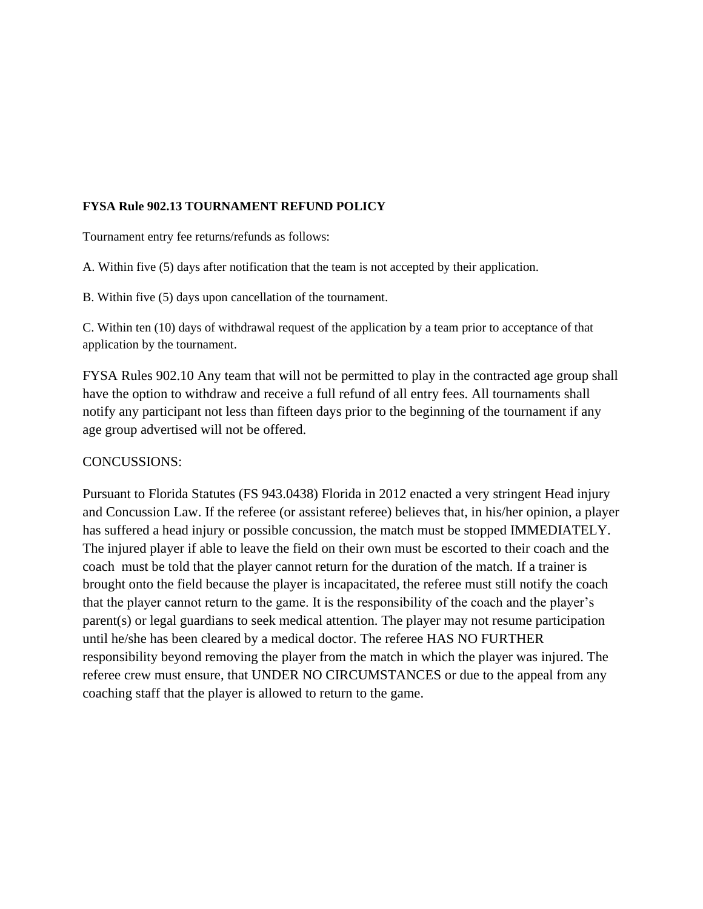**FYSA Rule 902.13 TOURNAMENT REFUND POLICY**

Tournament entry fee returns/refunds as follows:

A. Within five (5) days after notification that the team is not accepted by their application.

B. Within five (5) days upon cancellation of the tournament.

C. Within ten (10) days of withdrawal request of the application by a team prior to acceptance of that application by the tournament.

FYSA Rules 902.10 Any team that will not be permitted to play in the contracted age group shall have the option to withdraw and receive a full refund of all entry fees. All tournaments shall notify any participant not less than fifteen days prior to the beginning of the tournament if any age group advertised will not be offered.

CONCUSSIONS:

Pursuant to Florida Statutes (FS 943.0438) Florida in 2012 enacted a very stringent Head injury and Concussion Law. If the referee (or assistant referee) believes that, in his/her opinion, a player has suffered a head injury or possible concussion, the match must be stopped IMMEDIATELY. The injured player if able to leave the field on their own must be escorted to their coach and the coach must be told that the player cannot return for the duration of the match. If a trainer is brought onto the field because the player is incapacitated, the referee must still notify the coach that the player cannot return to the game. It is the responsibility of the coach and the player's parent(s) or legal guardians to seek medical attention. The player may not resume participation until he/she has been cleared by a medical doctor. The referee HAS NO FURTHER responsibility beyond removing the player from the match in which the player was injured. The referee crew must ensure, that UNDER NO CIRCUMSTANCES or due to the appeal from any coaching staff that the player is allowed to return to the game.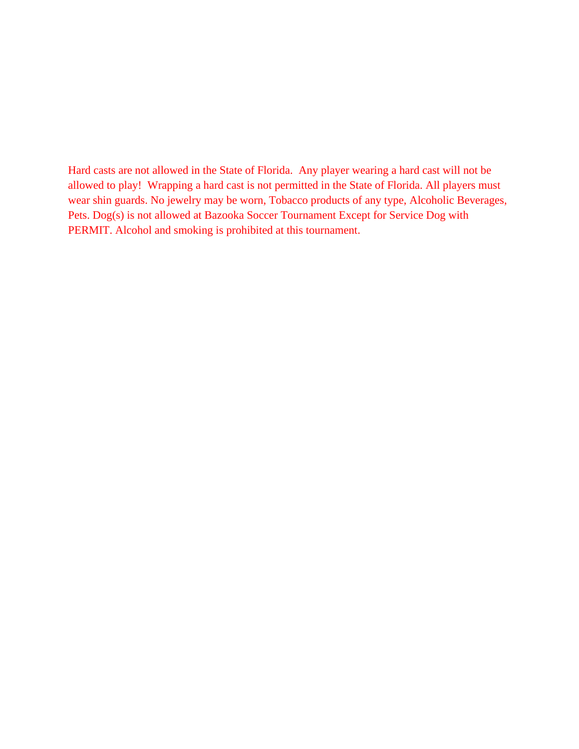Hard casts are not allowed in the State of Florida. Any player wearing a hard cast will not be allowed to play! Wrapping a hard cast is not permitted in the State of Florida. All players must wear shin guards. No jewelry may be worn, Tobacco products of any type, Alcoholic Beverages, Pets. Dog(s) is not allowed at Bazooka Soccer Tournament Except for Service Dog with PERMIT. Alcohol and smoking is prohibited at this tournament.